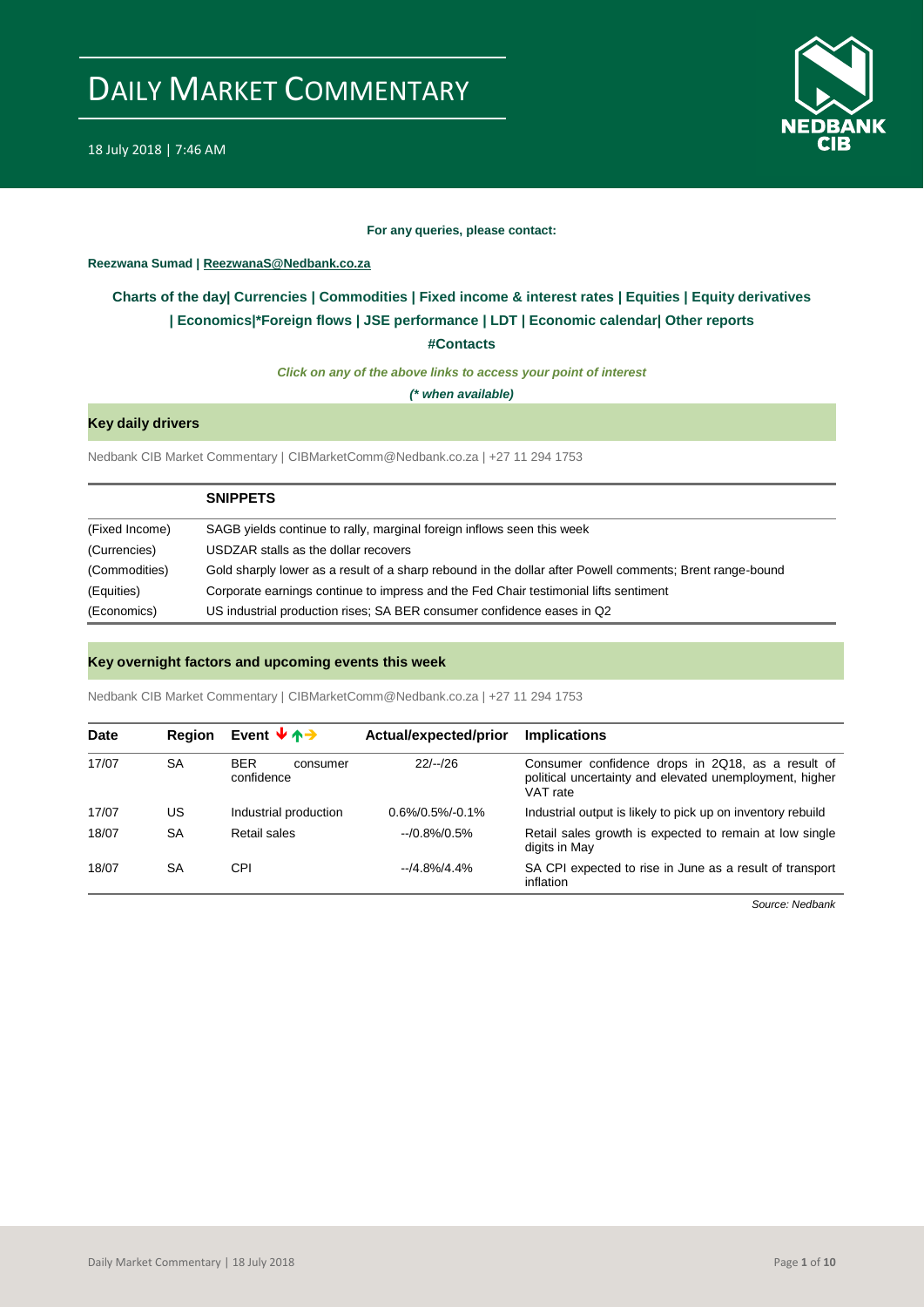# DAILY MARKET COMMENTARY

18 July 2018 | 7:46 AM

**For any queries, please contact:**

**Reezwana Sumad | ReezwanaS@Nedbank.co.za**

**Charts of the day| Currencies | Commodities | Fixed income & interest rates | Equities | Equity derivatives | Economics|*Foreign flows | JSE performance | LDT | Economic calendar| Other reports**

**#Contacts**

***Click on any of the above links to access your point of interest***

***(* when available)***

## Key daily drivers

Nedbank CIB Market Commentary | CIBMarketComm@Nedbank.co.za | +27 11 294 1753

| | **SNIPPETS** |
|---|---|
| (Fixed Income) | SAGB yields continue to rally, marginal foreign inflows seen this week |
| (Currencies) | USDZAR stalls as the dollar recovers |
| (Commodities) | Gold sharply lower as a result of a sharp rebound in the dollar after Powell comments; Brent range-bound |
| (Equities) | Corporate earnings continue to impress and the Fed Chair testimonial lifts sentiment |
| (Economics) | US industrial production rises; SA BER consumer confidence eases in Q2 |

## Key overnight factors and upcoming events this week

Nedbank CIB Market Commentary | CIBMarketComm@Nedbank.co.za | +27 11 294 1753

| Date | Region | Event ↓↑→ | Actual/expected/prior | Implications |
|---|---|---|---|---|
| 17/07 | SA | BER consumer confidence | 22/--/26 | Consumer confidence drops in 2Q18, as a result of political uncertainty and elevated unemployment, higher VAT rate |
| 17/07 | US | Industrial production | 0.6%/0.5%/-0.1% | Industrial output is likely to pick up on inventory rebuild |
| 18/07 | SA | Retail sales | --/0.8%/0.5% | Retail sales growth is expected to remain at low single digits in May |
| 18/07 | SA | CPI | --/4.8%/4.4% | SA CPI expected to rise in June as a result of transport inflation |

*Source: Nedbank*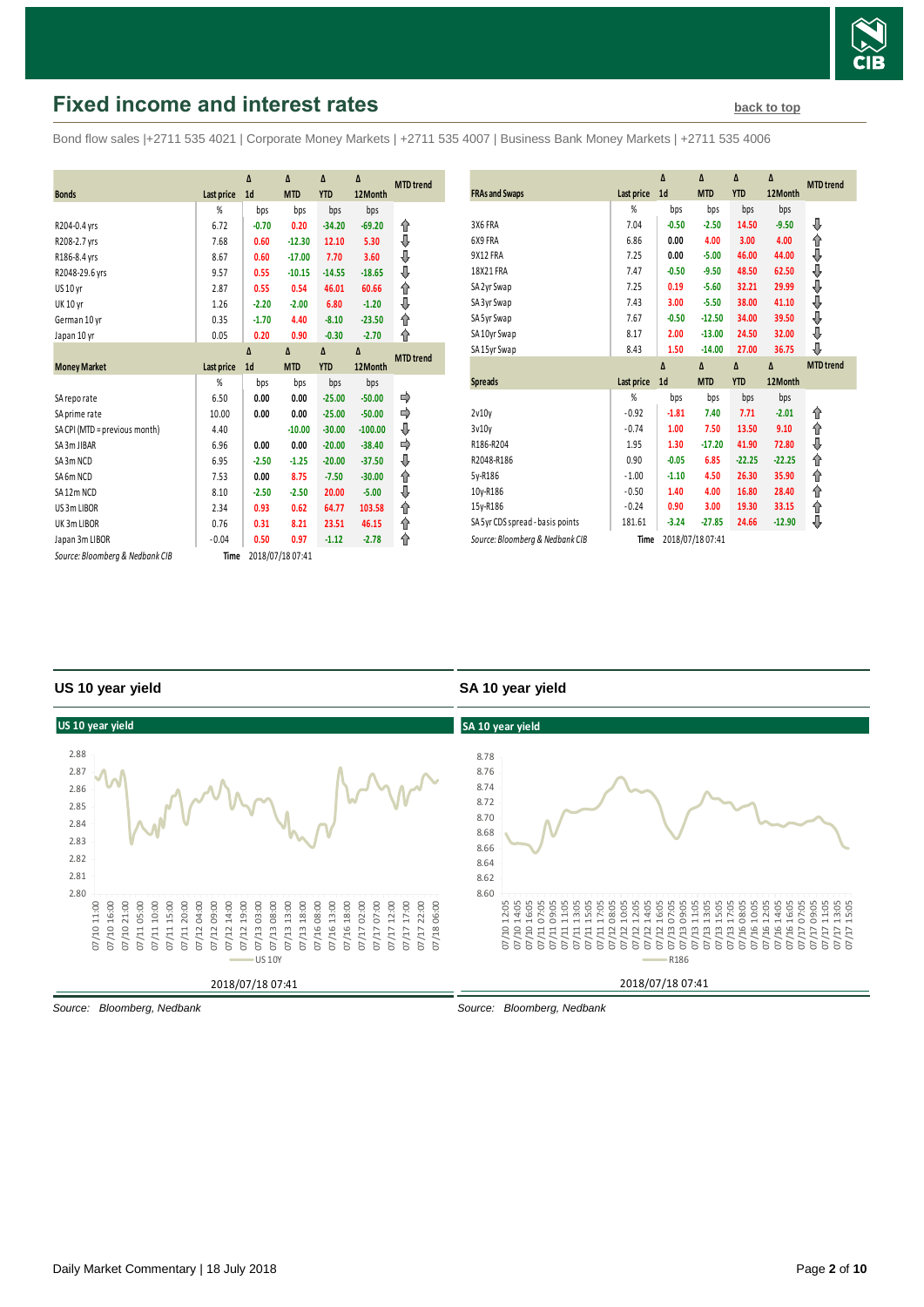# Fixed income and interest rates

back to top

Bond flow sales |+2711 535 4021 | Corporate Money Markets | +2711 535 4007 | Business Bank Money Markets | +2711 535 4006

| Bonds | Last price | Δ 1d | Δ MTD | Δ YTD | Δ 12Month | MTD trend |
|---|---|---|---|---|---|---|
| | % | bps | bps | bps | bps | |
| R204-0.4 yrs | 6.72 | -0.70 | 0.20 | -34.20 | -69.20 | ⇧ |
| R208-2.7 yrs | 7.68 | 0.60 | -12.30 | 12.10 | 5.30 | ⇩ |
| R186-8.4 yrs | 8.67 | 0.60 | -17.00 | 7.70 | 3.60 | ⇩ |
| R2048-29.6 yrs | 9.57 | 0.55 | -10.15 | -14.55 | -18.65 | ⇩ |
| US 10 yr | 2.87 | 0.55 | 0.54 | 46.01 | 60.66 | ⇧ |
| UK 10 yr | 1.26 | -2.20 | -2.00 | 6.80 | -1.20 | ⇩ |
| German 10 yr | 0.35 | -1.70 | 4.40 | -8.10 | -23.50 | ⇧ |
| Japan 10 yr | 0.05 | 0.20 | 0.90 | -0.30 | -2.70 | ⇧ |

| Money Market | Last price | Δ 1d | Δ MTD | Δ YTD | Δ 12Month | MTD trend |
|---|---|---|---|---|---|---|
| | % | bps | bps | bps | bps | |
| SA repo rate | 6.50 | 0.00 | 0.00 | -25.00 | -50.00 | ⇨ |
| SA prime rate | 10.00 | 0.00 | 0.00 | -25.00 | -50.00 | ⇨ |
| SA CPI (MTD = previous month) | 4.40 | | -10.00 | -30.00 | -100.00 | ⇩ |
| SA 3m JIBAR | 6.96 | 0.00 | 0.00 | -20.00 | -38.40 | ⇨ |
| SA 3m NCD | 6.95 | -2.50 | -1.25 | -20.00 | -37.50 | ⇩ |
| SA 6m NCD | 7.53 | 0.00 | 8.75 | -7.50 | -30.00 | ⇧ |
| SA 12m NCD | 8.10 | -2.50 | -2.50 | 20.00 | -5.00 | ⇩ |
| US 3m LIBOR | 2.34 | 0.93 | 0.62 | 64.77 | 103.58 | ⇧ |
| UK 3m LIBOR | 0.76 | 0.31 | 8.21 | 23.51 | 46.15 | ⇧ |
| Japan 3m LIBOR | -0.04 | 0.50 | 0.97 | -1.12 | -2.78 | ⇧ |

*Source: Bloomberg & Nedbank CIB* Time 2018/07/18 07:41

| FRAs and Swaps | Last price | Δ 1d | Δ MTD | Δ YTD | Δ 12Month | MTD trend |
|---|---|---|---|---|---|---|
| | % | bps | bps | bps | bps | |
| 3X6 FRA | 7.04 | -0.50 | -2.50 | 14.50 | -9.50 | ⇩ |
| 6X9 FRA | 6.86 | 0.00 | 4.00 | 3.00 | 4.00 | ⇧ |
| 9X12 FRA | 7.25 | 0.00 | -5.00 | 46.00 | 44.00 | ⇩ |
| 18X21 FRA | 7.47 | -0.50 | -9.50 | 48.50 | 62.50 | ⇩ |
| SA 2yr Swap | 7.25 | 0.19 | -5.60 | 32.21 | 29.99 | ⇩ |
| SA 3yr Swap | 7.43 | 3.00 | -5.50 | 38.00 | 41.10 | ⇩ |
| SA 5yr Swap | 7.67 | -0.50 | -12.50 | 34.00 | 39.50 | ⇩ |
| SA 10yr Swap | 8.17 | 2.00 | -13.00 | 24.50 | 32.00 | ⇩ |
| SA 15yr Swap | 8.43 | 1.50 | -14.00 | 27.00 | 36.75 | ⇩ |

| Spreads | Last price | Δ 1d | Δ MTD | Δ YTD | Δ 12Month | MTD trend |
|---|---|---|---|---|---|---|
| | % | bps | bps | bps | bps | |
| 2v10y | -0.92 | -1.81 | 7.40 | 7.71 | -2.01 | ⇧ |
| 3v10y | -0.74 | 1.00 | 7.50 | 13.50 | 9.10 | ⇧ |
| R186-R204 | 1.95 | 1.30 | -17.20 | 41.90 | 72.80 | ⇩ |
| R2048-R186 | 0.90 | -0.05 | 6.85 | -22.25 | -22.25 | ⇧ |
| 5y-R186 | -1.00 | -1.10 | 4.50 | 26.30 | 35.90 | ⇧ |
| 10y-R186 | -0.50 | 1.40 | 4.00 | 16.80 | 28.40 | ⇧ |
| 15y-R186 | -0.24 | 0.90 | 3.00 | 19.30 | 33.15 | ⇧ |
| SA 5yr CDS spread - basis points | 181.61 | -3.24 | -27.85 | 24.66 | -12.90 | ⇩ |

*Source: Bloomberg & Nedbank CIB* Time 2018/07/18 07:41

## US 10 year yield

Source: *Bloomberg, Nedbank*

## SA 10 year yield

Source: *Bloomberg, Nedbank*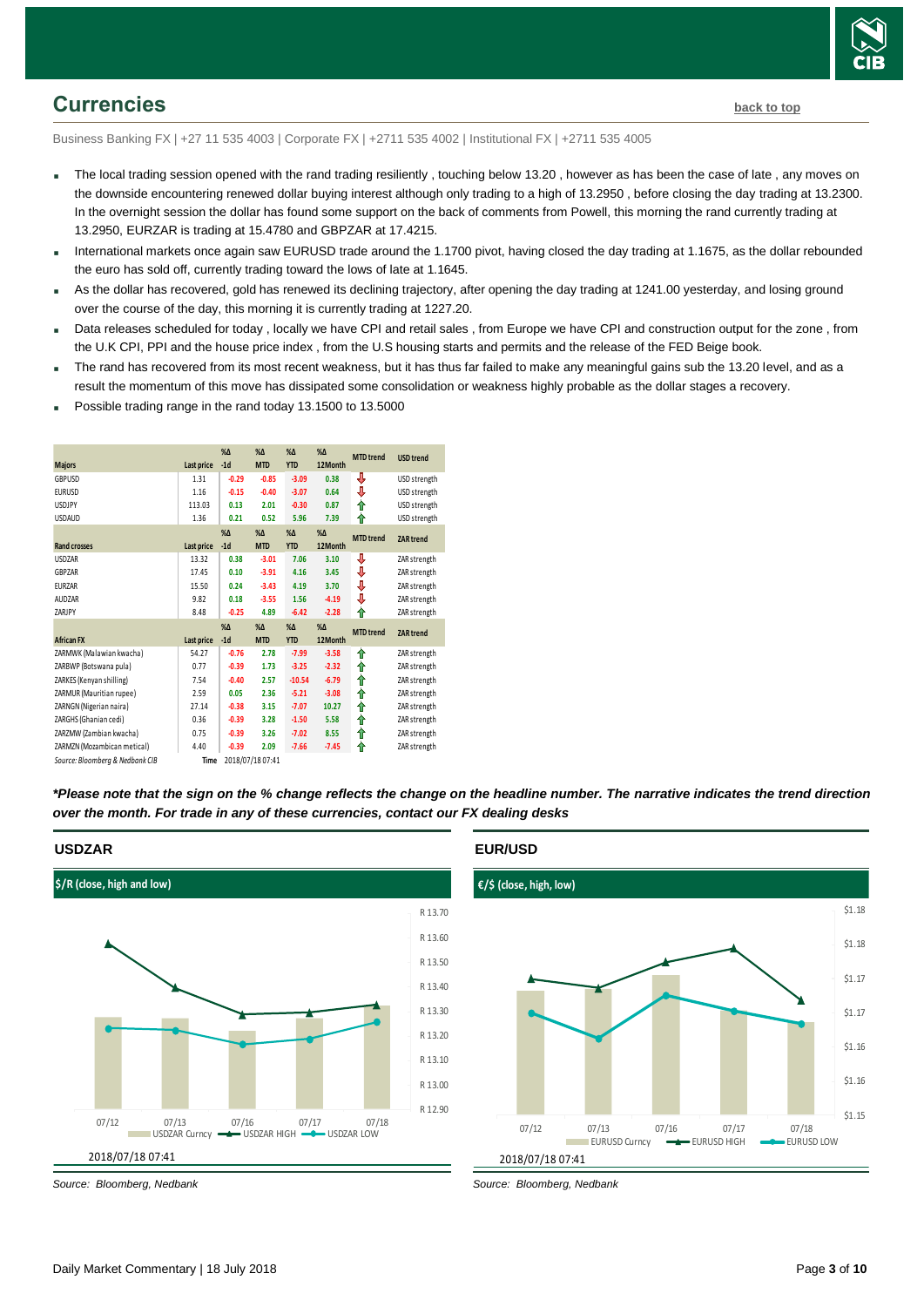## Currencies

back to top

Business Banking FX | +27 11 535 4003 | Corporate FX | +2711 535 4002 | Institutional FX | +2711 535 4005

- The local trading session opened with the rand trading resiliently , touching below 13.20 , however as has been the case of late , any moves on the downside encountering renewed dollar buying interest although only trading to a high of 13.2950 , before closing the day trading at 13.2300. In the overnight session the dollar has found some support on the back of comments from Powell, this morning the rand currently trading at 13.2950, EURZAR is trading at 15.4780 and GBPZAR at 17.4215.
- International markets once again saw EURUSD trade around the 1.1700 pivot, having closed the day trading at 1.1675, as the dollar rebounded the euro has sold off, currently trading toward the lows of late at 1.1645.
- As the dollar has recovered, gold has renewed its declining trajectory, after opening the day trading at 1241.00 yesterday, and losing ground over the course of the day, this morning it is currently trading at 1227.20.
- Data releases scheduled for today , locally we have CPI and retail sales , from Europe we have CPI and construction output for the zone , from the U.K CPI, PPI and the house price index , from the U.S housing starts and permits and the release of the FED Beige book.
- The rand has recovered from its most recent weakness, but it has thus far failed to make any meaningful gains sub the 13.20 level, and as a result the momentum of this move has dissipated some consolidation or weakness highly probable as the dollar stages a recovery.
- Possible trading range in the rand today 13.1500 to 13.5000

| Majors | Last price | %Δ -1d | %Δ MTD | %Δ YTD | %Δ 12Month | MTD trend | USD trend |
|---|---|---|---|---|---|---|---|
| GBPUSD | 1.31 | -0.29 | -0.85 | -3.09 | 0.38 | ⇩ | USD strength |
| EURUSD | 1.16 | -0.15 | -0.40 | -3.07 | 0.64 | ⇩ | USD strength |
| USDJPY | 113.03 | 0.13 | 2.01 | -0.30 | 0.87 | ⇧ | USD strength |
| USDAUD | 1.36 | 0.21 | 0.52 | 5.96 | 7.39 | ⇧ | USD strength |
| **Rand crosses** | **Last price** | **%Δ -1d** | **%Δ MTD** | **%Δ YTD** | **%Δ 12Month** | **MTD trend** | **ZAR trend** |
| USDZAR | 13.32 | 0.38 | -3.01 | 7.06 | 3.10 | ⇩ | ZAR strength |
| GBPZAR | 17.45 | 0.10 | -3.91 | 4.16 | 3.45 | ⇩ | ZAR strength |
| EURZAR | 15.50 | 0.24 | -3.43 | 4.19 | 3.70 | ⇩ | ZAR strength |
| AUDZAR | 9.82 | 0.18 | -3.55 | 1.56 | -4.19 | ⇩ | ZAR strength |
| ZARJPY | 8.48 | -0.25 | 4.89 | -6.42 | -2.28 | ⇧ | ZAR strength |
| **African FX** | **Last price** | **%Δ -1d** | **%Δ MTD** | **%Δ YTD** | **%Δ 12Month** | **MTD trend** | **ZAR trend** |
| ZARMWK (Malawian kwacha) | 54.27 | -0.76 | 2.78 | -7.99 | -3.58 | ⇧ | ZAR strength |
| ZARBWP (Botswana pula) | 0.77 | -0.39 | 1.73 | -3.25 | -2.32 | ⇧ | ZAR strength |
| ZARKES (Kenyan shilling) | 7.54 | -0.40 | 2.57 | -10.54 | -6.79 | ⇧ | ZAR strength |
| ZARMUR (Mauritian rupee) | 2.59 | 0.05 | 2.36 | -5.21 | -3.08 | ⇧ | ZAR strength |
| ZARNGN (Nigerian naira) | 27.14 | -0.38 | 3.15 | -7.07 | 10.27 | ⇧ | ZAR strength |
| ZARGHS (Ghanian cedi) | 0.36 | -0.39 | 3.28 | -1.50 | 5.58 | ⇧ | ZAR strength |
| ZARZMW (Zambian kwacha) | 0.75 | -0.39 | 3.26 | -7.02 | 8.55 | ⇧ | ZAR strength |
| ZARMZN (Mozambican metical) | 4.40 | -0.39 | 2.09 | -7.66 | -7.45 | ⇧ | ZAR strength |

Source: Bloomberg & Nedbank CIB — Time 2018/07/18 07:41

***Please note that the sign on the % change reflects the change on the headline number. The narrative indicates the trend direction over the month. For trade in any of these currencies, contact our FX dealing desks***

### USDZAR

$/R (close, high and low)

2018/07/18 07:41

Source: Bloomberg, Nedbank

### EUR/USD

€/$ (close, high, low)

2018/07/18 07:41

Source: Bloomberg, Nedbank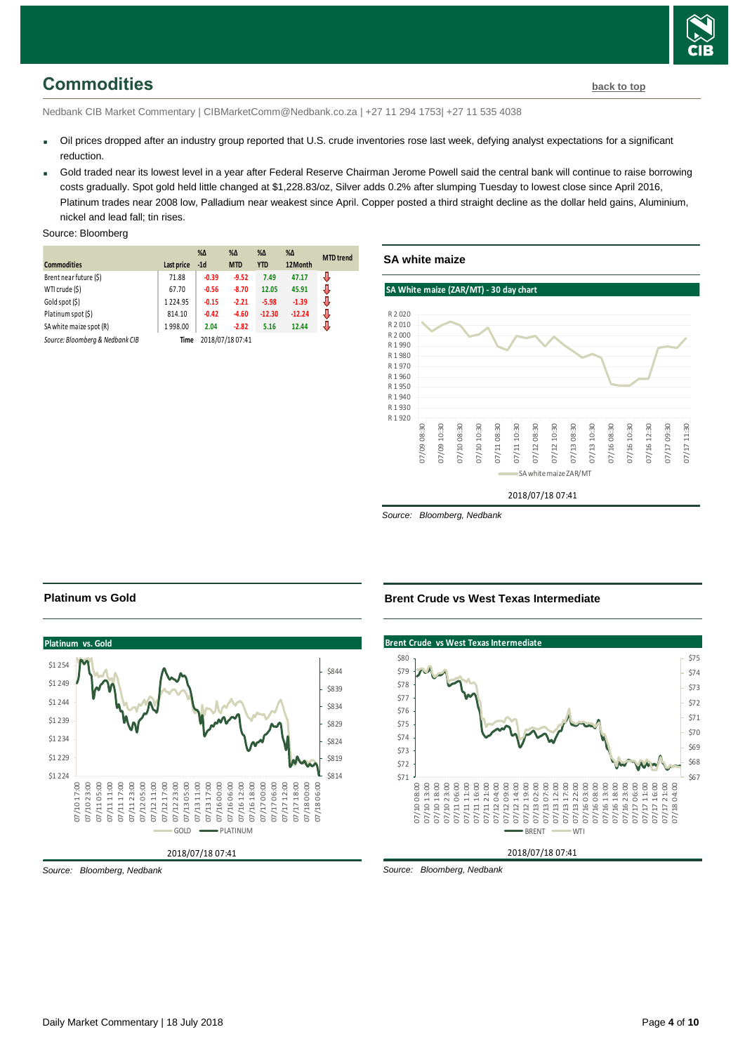## Commodities

back to top

Nedbank CIB Market Commentary | CIBMarketComm@Nedbank.co.za | +27 11 294 1753| +27 11 535 4038

- Oil prices dropped after an industry group reported that U.S. crude inventories rose last week, defying analyst expectations for a significant reduction.
- Gold traded near its lowest level in a year after Federal Reserve Chairman Jerome Powell said the central bank will continue to raise borrowing costs gradually. Spot gold held little changed at $1,228.83/oz, Silver adds 0.2% after slumping Tuesday to lowest close since April 2016, Platinum trades near 2008 low, Palladium near weakest since April. Copper posted a third straight decline as the dollar held gains, Aluminium, nickel and lead fall; tin rises.

Source: Bloomberg

| Commodities | Last price | %Δ -1d | %Δ MTD | %Δ YTD | %Δ 12Month | MTD trend |
|---|---|---|---|---|---|---|
| Brent near future ($) | 71.88 | -0.39 | -9.52 | 7.49 | 47.17 | ⇩ |
| WTI crude ($) | 67.70 | -0.56 | -8.70 | 12.05 | 45.91 | ⇩ |
| Gold spot ($) | 1 224.95 | -0.15 | -2.21 | -5.98 | -1.39 | ⇩ |
| Platinum spot ($) | 814.10 | -0.42 | -4.60 | -12.30 | -12.24 | ⇩ |
| SA white maize spot (R) | 1 998.00 | 2.04 | -2.82 | 5.16 | 12.44 | ⇩ |
| Source: Bloomberg & Nedbank CIB | Time | 2018/07/18 07:41 | | | | |

### SA white maize

*Source: Bloomberg, Nedbank*

### Platinum vs Gold

*Source: Bloomberg, Nedbank*

### Brent Crude vs West Texas Intermediate

*Source: Bloomberg, Nedbank*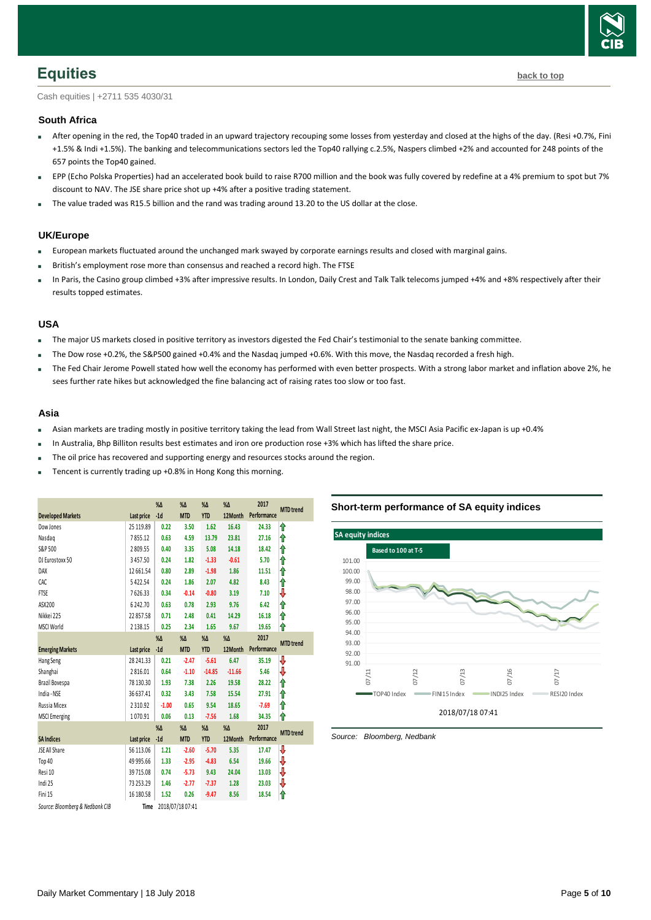# Equities

back to top

Cash equities | +2711 535 4030/31

### South Africa

- After opening in the red, the Top40 traded in an upward trajectory recouping some losses from yesterday and closed at the highs of the day. (Resi +0.7%, Fini +1.5% & Indi +1.5%). The banking and telecommunications sectors led the Top40 rallying c.2.5%, Naspers climbed +2% and accounted for 248 points of the 657 points the Top40 gained.
- EPP (Echo Polska Properties) had an accelerated book build to raise R700 million and the book was fully covered by redefine at a 4% premium to spot but 7% discount to NAV. The JSE share price shot up +4% after a positive trading statement.
- The value traded was R15.5 billion and the rand was trading around 13.20 to the US dollar at the close.

### UK/Europe

- European markets fluctuated around the unchanged mark swayed by corporate earnings results and closed with marginal gains.
- British's employment rose more than consensus and reached a record high. The FTSE
- In Paris, the Casino group climbed +3% after impressive results. In London, Daily Crest and Talk Talk telecoms jumped +4% and +8% respectively after their results topped estimates.

### USA

- The major US markets closed in positive territory as investors digested the Fed Chair's testimonial to the senate banking committee.
- The Dow rose +0.2%, the S&P500 gained +0.4% and the Nasdaq jumped +0.6%. With this move, the Nasdaq recorded a fresh high.
- The Fed Chair Jerome Powell stated how well the economy has performed with even better prospects. With a strong labor market and inflation above 2%, he sees further rate hikes but acknowledged the fine balancing act of raising rates too slow or too fast.

### Asia

- Asian markets are trading mostly in positive territory taking the lead from Wall Street last night, the MSCI Asia Pacific ex-Japan is up +0.4%
- In Australia, Bhp Billiton results best estimates and iron ore production rose +3% which has lifted the share price.
- The oil price has recovered and supporting energy and resources stocks around the region.
- Tencent is currently trading up +0.8% in Hong Kong this morning.

| Developed Markets | Last price | %Δ -1d | %Δ MTD | %Δ YTD | %Δ 12Month | 2017 Performance | MTD trend |
|---|---|---|---|---|---|---|---|
| Dow Jones | 25 119.89 | 0.22 | 3.50 | 1.62 | 16.43 | 24.33 | ⇧ |
| Nasdaq | 7 855.12 | 0.63 | 4.59 | 13.79 | 23.81 | 27.16 | ⇧ |
| S&P 500 | 2 809.55 | 0.40 | 3.35 | 5.08 | 14.18 | 18.42 | ⇧ |
| DJ Eurostoxx 50 | 3 457.50 | 0.24 | 1.82 | -1.33 | -0.61 | 5.70 | ⇧ |
| DAX | 12 661.54 | 0.80 | 2.89 | -1.98 | 1.86 | 11.51 | ⇧ |
| CAC | 5 422.54 | 0.24 | 1.86 | 2.07 | 4.82 | 8.43 | ⇧ |
| FTSE | 7 626.33 | 0.34 | -0.14 | -0.80 | 3.19 | 7.10 | ⇩ |
| ASX200 | 6 242.70 | 0.63 | 0.78 | 2.93 | 9.76 | 6.42 | ⇧ |
| Nikkei 225 | 22 857.58 | 0.71 | 2.48 | 0.41 | 14.29 | 16.18 | ⇧ |
| MSCI World | 2 138.15 | 0.25 | 2.34 | 1.65 | 9.67 | 19.65 | ⇧ |
| **Emerging Markets** | **Last price** | **%Δ -1d** | **%Δ MTD** | **%Δ YTD** | **%Δ 12Month** | **2017 Performance** | **MTD trend** |
| Hang Seng | 28 241.33 | 0.21 | -2.47 | -5.61 | 6.47 | 35.19 | ⇩ |
| Shanghai | 2 816.01 | 0.64 | -1.10 | -14.85 | -11.66 | 5.46 | ⇩ |
| Brazil Bovespa | 78 130.30 | 1.93 | 7.38 | 2.26 | 19.58 | 28.22 | ⇧ |
| India - NSE | 36 637.41 | 0.32 | 3.43 | 7.58 | 15.54 | 27.91 | ⇧ |
| Russia Micex | 2 310.92 | -1.00 | 0.65 | 9.54 | 18.65 | -7.69 | ⇧ |
| MSCI Emerging | 1 070.91 | 0.06 | 0.13 | -7.56 | 1.68 | 34.35 | ⇧ |
| **SA Indices** | **Last price** | **%Δ -1d** | **%Δ MTD** | **%Δ YTD** | **%Δ 12Month** | **2017 Performance** | **MTD trend** |
| JSE All Share | 56 113.06 | 1.21 | -2.60 | -5.70 | 5.35 | 17.47 | ⇩ |
| Top 40 | 49 995.66 | 1.33 | -2.95 | -4.83 | 6.54 | 19.66 | ⇩ |
| Resi 10 | 39 715.08 | 0.74 | -5.73 | 9.43 | 24.04 | 13.03 | ⇩ |
| Indi 25 | 73 253.29 | 1.46 | -2.77 | -7.37 | 1.28 | 23.03 | ⇩ |
| Fini 15 | 16 180.58 | 1.52 | 0.26 | -9.47 | 8.56 | 18.54 | ⇧ |

*Source: Bloomberg & Nedbank CIB* **Time** 2018/07/18 07:41

### Short-term performance of SA equity indices

*Source: Bloomberg, Nedbank*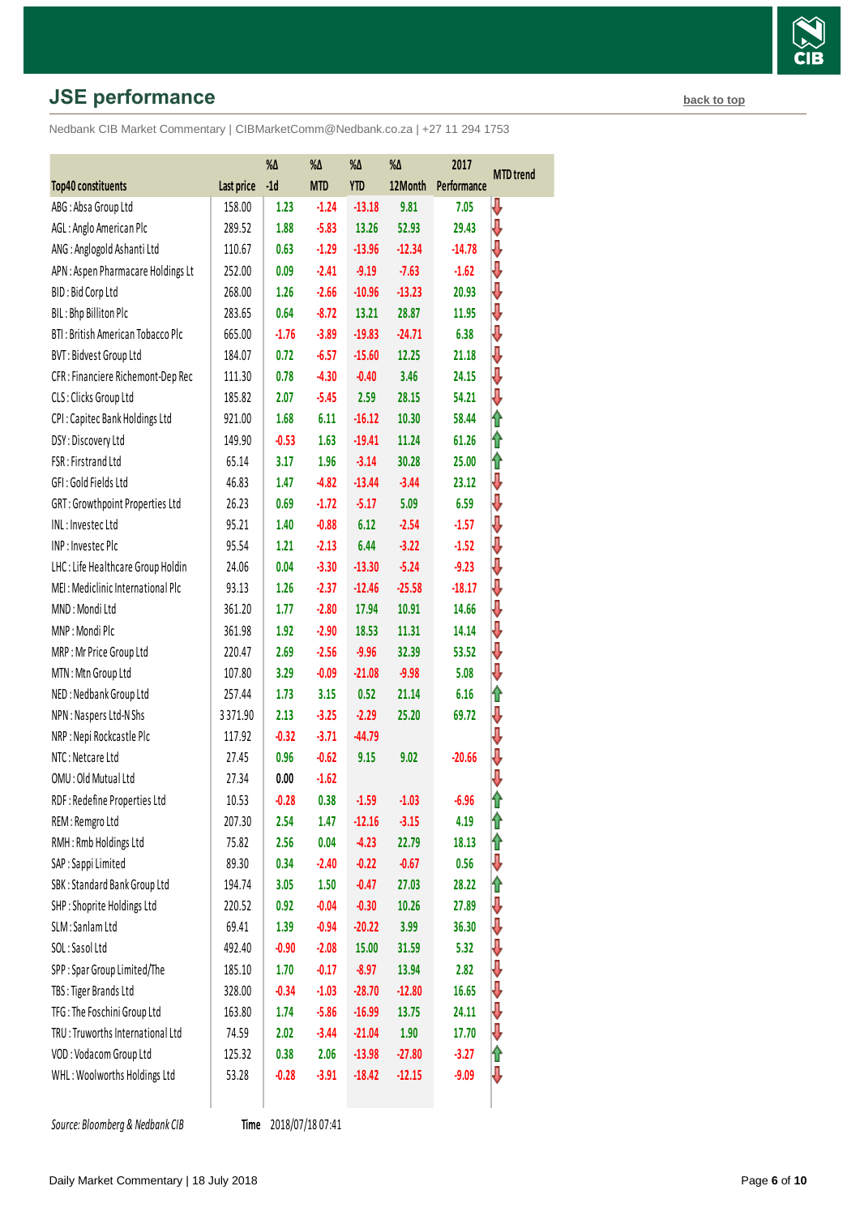## JSE performance

back to top

Nedbank CIB Market Commentary | CIBMarketComm@Nedbank.co.za | +27 11 294 1753

| Top40 constituents | Last price | %Δ -1d | %Δ MTD | %Δ YTD | %Δ 12Month | 2017 Performance | MTD trend |
|---|---|---|---|---|---|---|---|
| ABG : Absa Group Ltd | 158.00 | 1.23 | -1.24 | -13.18 | 9.81 | 7.05 | ⇩ |
| AGL : Anglo American Plc | 289.52 | 1.88 | -5.83 | 13.26 | 52.93 | 29.43 | ⇩ |
| ANG : Anglogold Ashanti Ltd | 110.67 | 0.63 | -1.29 | -13.96 | -12.34 | -14.78 | ⇩ |
| APN : Aspen Pharmacare Holdings Lt | 252.00 | 0.09 | -2.41 | -9.19 | -7.63 | -1.62 | ⇩ |
| BID : Bid Corp Ltd | 268.00 | 1.26 | -2.66 | -10.96 | -13.23 | 20.93 | ⇩ |
| BIL : Bhp Billiton Plc | 283.65 | 0.64 | -8.72 | 13.21 | 28.87 | 11.95 | ⇩ |
| BTI : British American Tobacco Plc | 665.00 | -1.76 | -3.89 | -19.83 | -24.71 | 6.38 | ⇩ |
| BVT : Bidvest Group Ltd | 184.07 | 0.72 | -6.57 | -15.60 | 12.25 | 21.18 | ⇩ |
| CFR : Financiere Richemont-Dep Rec | 111.30 | 0.78 | -4.30 | -0.40 | 3.46 | 24.15 | ⇩ |
| CLS : Clicks Group Ltd | 185.82 | 2.07 | -5.45 | 2.59 | 28.15 | 54.21 | ⇩ |
| CPI : Capitec Bank Holdings Ltd | 921.00 | 1.68 | 6.11 | -16.12 | 10.30 | 58.44 | ⇧ |
| DSY : Discovery Ltd | 149.90 | -0.53 | 1.63 | -19.41 | 11.24 | 61.26 | ⇧ |
| FSR : Firstrand Ltd | 65.14 | 3.17 | 1.96 | -3.14 | 30.28 | 25.00 | ⇧ |
| GFI : Gold Fields Ltd | 46.83 | 1.47 | -4.82 | -13.44 | -3.44 | 23.12 | ⇩ |
| GRT : Growthpoint Properties Ltd | 26.23 | 0.69 | -1.72 | -5.17 | 5.09 | 6.59 | ⇩ |
| INL : Investec Ltd | 95.21 | 1.40 | -0.88 | 6.12 | -2.54 | -1.57 | ⇩ |
| INP : Investec Plc | 95.54 | 1.21 | -2.13 | 6.44 | -3.22 | -1.52 | ⇩ |
| LHC : Life Healthcare Group Holdin | 24.06 | 0.04 | -3.30 | -13.30 | -5.24 | -9.23 | ⇩ |
| MEI : Mediclinic International Plc | 93.13 | 1.26 | -2.37 | -12.46 | -25.58 | -18.17 | ⇩ |
| MND : Mondi Ltd | 361.20 | 1.77 | -2.80 | 17.94 | 10.91 | 14.66 | ⇩ |
| MNP : Mondi Plc | 361.98 | 1.92 | -2.90 | 18.53 | 11.31 | 14.14 | ⇩ |
| MRP : Mr Price Group Ltd | 220.47 | 2.69 | -2.56 | -9.96 | 32.39 | 53.52 | ⇩ |
| MTN : Mtn Group Ltd | 107.80 | 3.29 | -0.09 | -21.08 | -9.98 | 5.08 | ⇩ |
| NED : Nedbank Group Ltd | 257.44 | 1.73 | 3.15 | 0.52 | 21.14 | 6.16 | ⇧ |
| NPN : Naspers Ltd-N Shs | 3 371.90 | 2.13 | -3.25 | -2.29 | 25.20 | 69.72 | ⇩ |
| NRP : Nepi Rockcastle Plc | 117.92 | -0.32 | -3.71 | -44.79 | | | ⇩ |
| NTC : Netcare Ltd | 27.45 | 0.96 | -0.62 | 9.15 | 9.02 | -20.66 | ⇩ |
| OMU : Old Mutual Ltd | 27.34 | 0.00 | -1.62 | | | | ⇩ |
| RDF : Redefine Properties Ltd | 10.53 | -0.28 | 0.38 | -1.59 | -1.03 | -6.96 | ⇧ |
| REM : Remgro Ltd | 207.30 | 2.54 | 1.47 | -12.16 | -3.15 | 4.19 | ⇧ |
| RMH : Rmb Holdings Ltd | 75.82 | 2.56 | 0.04 | -4.23 | 22.79 | 18.13 | ⇧ |
| SAP : Sappi Limited | 89.30 | 0.34 | -2.40 | -0.22 | -0.67 | 0.56 | ⇩ |
| SBK : Standard Bank Group Ltd | 194.74 | 3.05 | 1.50 | -0.47 | 27.03 | 28.22 | ⇧ |
| SHP : Shoprite Holdings Ltd | 220.52 | 0.92 | -0.04 | -0.30 | 10.26 | 27.89 | ⇩ |
| SLM : Sanlam Ltd | 69.41 | 1.39 | -0.94 | -20.22 | 3.99 | 36.30 | ⇩ |
| SOL : Sasol Ltd | 492.40 | -0.90 | -2.08 | 15.00 | 31.59 | 5.32 | ⇩ |
| SPP : Spar Group Limited/The | 185.10 | 1.70 | -0.17 | -8.97 | 13.94 | 2.82 | ⇩ |
| TBS : Tiger Brands Ltd | 328.00 | -0.34 | -1.03 | -28.70 | -12.80 | 16.65 | ⇩ |
| TFG : The Foschini Group Ltd | 163.80 | 1.74 | -5.86 | -16.99 | 13.75 | 24.11 | ⇩ |
| TRU : Truworths International Ltd | 74.59 | 2.02 | -3.44 | -21.04 | 1.90 | 17.70 | ⇩ |
| VOD : Vodacom Group Ltd | 125.32 | 0.38 | 2.06 | -13.98 | -27.80 | -3.27 | ⇧ |
| WHL : Woolworths Holdings Ltd | 53.28 | -0.28 | -3.91 | -18.42 | -12.15 | -9.09 | ⇩ |

*Source: Bloomberg & Nedbank CIB* **Time** 2018/07/18 07:41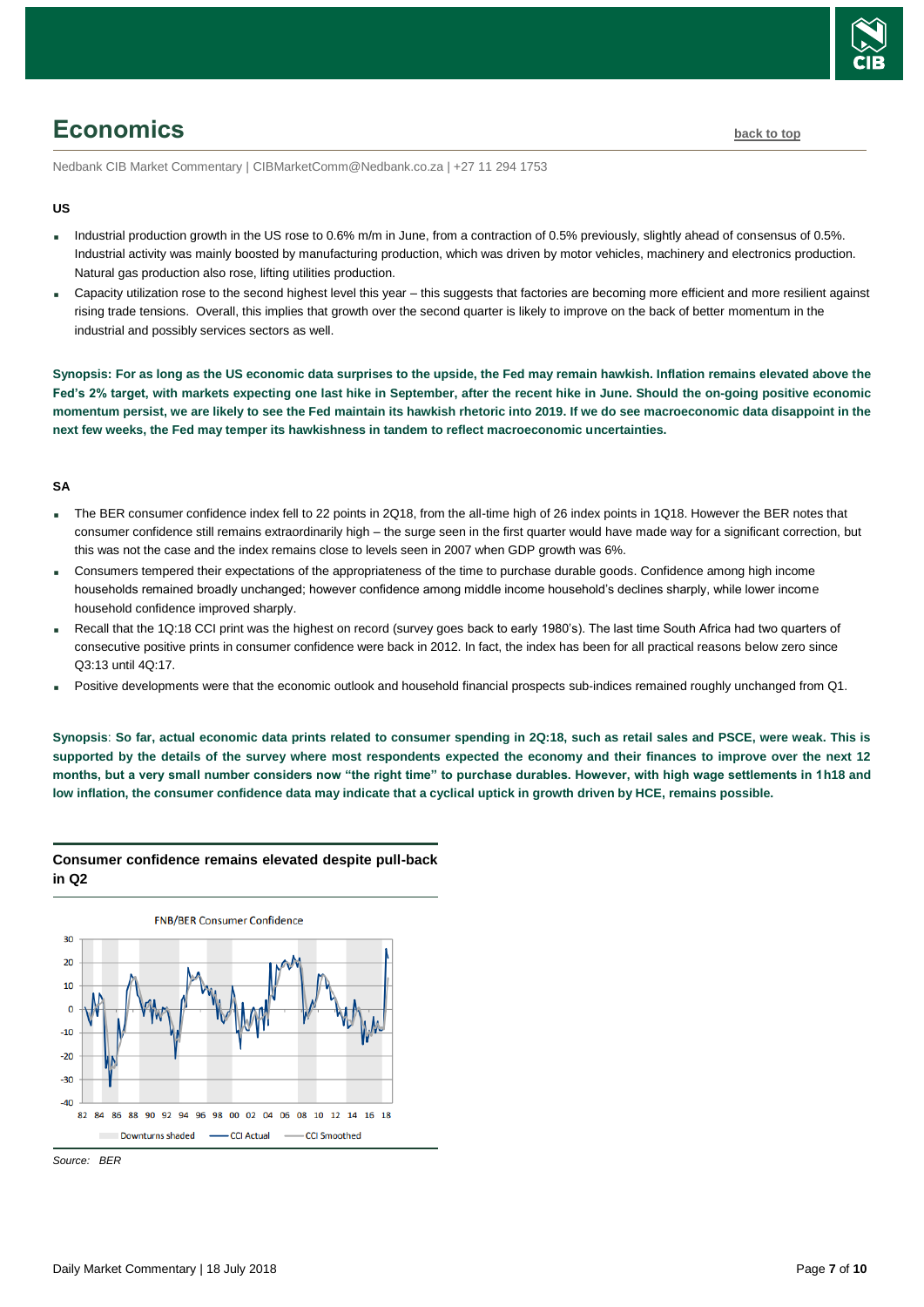# Economics

back to top

Nedbank CIB Market Commentary | CIBMarketComm@Nedbank.co.za | +27 11 294 1753

**US**

- Industrial production growth in the US rose to 0.6% m/m in June, from a contraction of 0.5% previously, slightly ahead of consensus of 0.5%. Industrial activity was mainly boosted by manufacturing production, which was driven by motor vehicles, machinery and electronics production. Natural gas production also rose, lifting utilities production.
- Capacity utilization rose to the second highest level this year – this suggests that factories are becoming more efficient and more resilient against rising trade tensions. Overall, this implies that growth over the second quarter is likely to improve on the back of better momentum in the industrial and possibly services sectors as well.

**Synopsis: For as long as the US economic data surprises to the upside, the Fed may remain hawkish. Inflation remains elevated above the Fed's 2% target, with markets expecting one last hike in September, after the recent hike in June. Should the on-going positive economic momentum persist, we are likely to see the Fed maintain its hawkish rhetoric into 2019. If we do see macroeconomic data disappoint in the next few weeks, the Fed may temper its hawkishness in tandem to reflect macroeconomic uncertainties.**

**SA**

- The BER consumer confidence index fell to 22 points in 2Q18, from the all-time high of 26 index points in 1Q18. However the BER notes that consumer confidence still remains extraordinarily high – the surge seen in the first quarter would have made way for a significant correction, but this was not the case and the index remains close to levels seen in 2007 when GDP growth was 6%.
- Consumers tempered their expectations of the appropriateness of the time to purchase durable goods. Confidence among high income households remained broadly unchanged; however confidence among middle income household's declines sharply, while lower income household confidence improved sharply.
- Recall that the 1Q:18 CCI print was the highest on record (survey goes back to early 1980's). The last time South Africa had two quarters of consecutive positive prints in consumer confidence were back in 2012. In fact, the index has been for all practical reasons below zero since Q3:13 until 4Q:17.
- Positive developments were that the economic outlook and household financial prospects sub-indices remained roughly unchanged from Q1.

**Synopsis**: **So far, actual economic data prints related to consumer spending in 2Q:18, such as retail sales and PSCE, were weak. This is supported by the details of the survey where most respondents expected the economy and their finances to improve over the next 12 months, but a very small number considers now "the right time" to purchase durables. However, with high wage settlements in 1h18 and low inflation, the consumer confidence data may indicate that a cyclical uptick in growth driven by HCE, remains possible.**

**Consumer confidence remains elevated despite pull-back in Q2**

*Source: BER*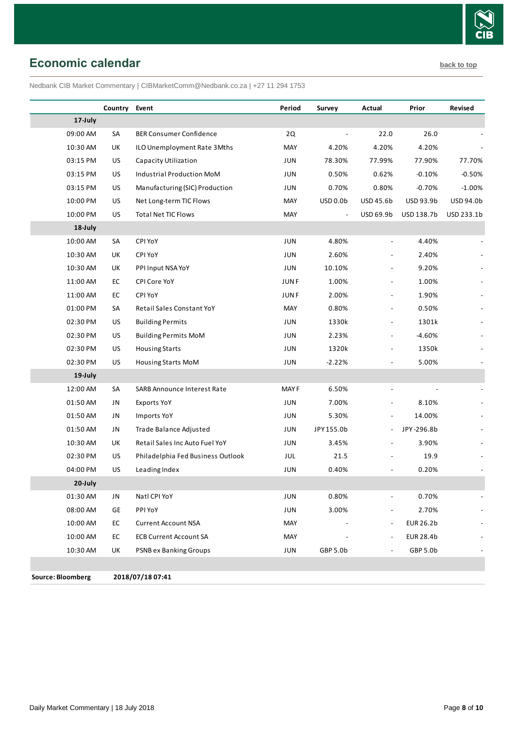## Economic calendar

back to top

Nedbank CIB Market Commentary | CIBMarketComm@Nedbank.co.za | +27 11 294 1753

| | Country | Event | Period | Survey | Actual | Prior | Revised |
|---|---|---|---|---|---|---|---|
| **17-July** | | | | | | | |
| 09:00 AM | SA | BER Consumer Confidence | 2Q | - | 22.0 | 26.0 | - |
| 10:30 AM | UK | ILO Unemployment Rate 3Mths | MAY | 4.20% | 4.20% | 4.20% | - |
| 03:15 PM | US | Capacity Utilization | JUN | 78.30% | 77.99% | 77.90% | 77.70% |
| 03:15 PM | US | Industrial Production MoM | JUN | 0.50% | 0.62% | -0.10% | -0.50% |
| 03:15 PM | US | Manufacturing (SIC) Production | JUN | 0.70% | 0.80% | -0.70% | -1.00% |
| 10:00 PM | US | Net Long-term TIC Flows | MAY | USD 0.0b | USD 45.6b | USD 93.9b | USD 94.0b |
| 10:00 PM | US | Total Net TIC Flows | MAY | - | USD 69.9b | USD 138.7b | USD 233.1b |
| **18-July** | | | | | | | |
| 10:00 AM | SA | CPI YoY | JUN | 4.80% | - | 4.40% | - |
| 10:30 AM | UK | CPI YoY | JUN | 2.60% | - | 2.40% | - |
| 10:30 AM | UK | PPI Input NSA YoY | JUN | 10.10% | - | 9.20% | - |
| 11:00 AM | EC | CPI Core YoY | JUN F | 1.00% | - | 1.00% | - |
| 11:00 AM | EC | CPI YoY | JUN F | 2.00% | - | 1.90% | - |
| 01:00 PM | SA | Retail Sales Constant YoY | MAY | 0.80% | - | 0.50% | - |
| 02:30 PM | US | Building Permits | JUN | 1330k | - | 1301k | - |
| 02:30 PM | US | Building Permits MoM | JUN | 2.23% | - | -4.60% | - |
| 02:30 PM | US | Housing Starts | JUN | 1320k | - | 1350k | - |
| 02:30 PM | US | Housing Starts MoM | JUN | -2.22% | - | 5.00% | - |
| **19-July** | | | | | | | |
| 12:00 AM | SA | SARB Announce Interest Rate | MAY F | 6.50% | - | - | - |
| 01:50 AM | JN | Exports YoY | JUN | 7.00% | - | 8.10% | - |
| 01:50 AM | JN | Imports YoY | JUN | 5.30% | - | 14.00% | - |
| 01:50 AM | JN | Trade Balance Adjusted | JUN | JPY 155.0b | - | JPY -296.8b | - |
| 10:30 AM | UK | Retail Sales Inc Auto Fuel YoY | JUN | 3.45% | - | 3.90% | - |
| 02:30 PM | US | Philadelphia Fed Business Outlook | JUL | 21.5 | - | 19.9 | - |
| 04:00 PM | US | Leading Index | JUN | 0.40% | - | 0.20% | - |
| **20-July** | | | | | | | |
| 01:30 AM | JN | Natl CPI YoY | JUN | 0.80% | - | 0.70% | - |
| 08:00 AM | GE | PPI YoY | JUN | 3.00% | - | 2.70% | - |
| 10:00 AM | EC | Current Account NSA | MAY | - | - | EUR 26.2b | - |
| 10:00 AM | EC | ECB Current Account SA | MAY | - | - | EUR 28.4b | - |
| 10:30 AM | UK | PSNB ex Banking Groups | JUN | GBP 5.0b | - | GBP 5.0b | - |

**Source: Bloomberg** **2018/07/18 07:41**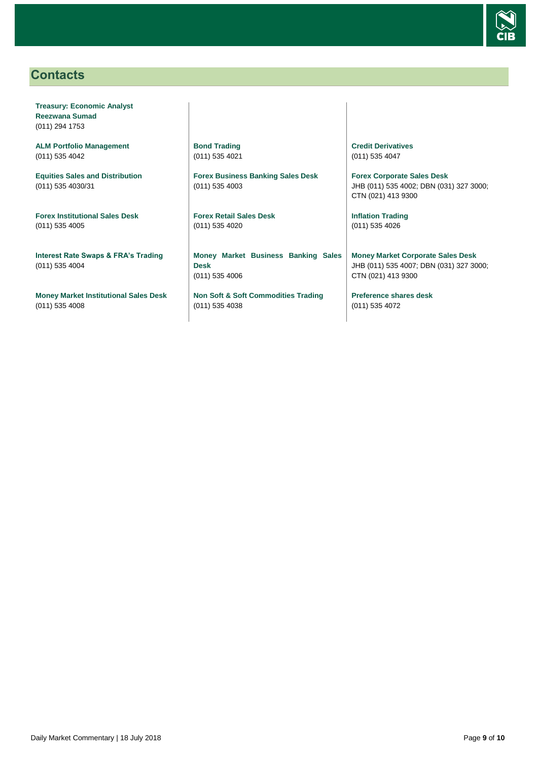## Contacts

**Treasury: Economic Analyst**
**Reezwana Sumad**
(011) 294 1753

**ALM Portfolio Management**
(011) 535 4042

**Equities Sales and Distribution**
(011) 535 4030/31

**Forex Institutional Sales Desk**
(011) 535 4005

**Interest Rate Swaps & FRA's Trading**
(011) 535 4004

**Money Market Institutional Sales Desk**
(011) 535 4008

**Bond Trading**
(011) 535 4021

**Forex Business Banking Sales Desk**
(011) 535 4003

**Forex Retail Sales Desk**
(011) 535 4020

**Money Market Business Banking Sales Desk**
(011) 535 4006

**Non Soft & Soft Commodities Trading**
(011) 535 4038

**Credit Derivatives**
(011) 535 4047

**Forex Corporate Sales Desk**
JHB (011) 535 4002; DBN (031) 327 3000; CTN (021) 413 9300

**Inflation Trading**
(011) 535 4026

**Money Market Corporate Sales Desk**
JHB (011) 535 4007; DBN (031) 327 3000; CTN (021) 413 9300

**Preference shares desk**
(011) 535 4072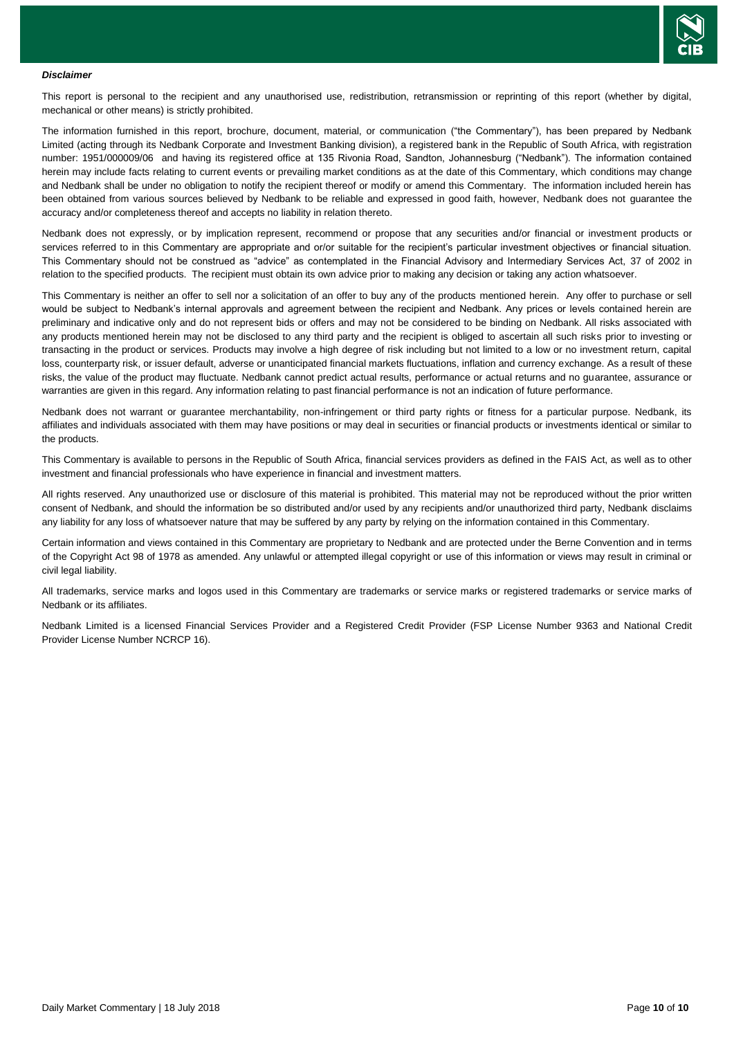***Disclaimer***

This report is personal to the recipient and any unauthorised use, redistribution, retransmission or reprinting of this report (whether by digital, mechanical or other means) is strictly prohibited.

The information furnished in this report, brochure, document, material, or communication ("the Commentary"), has been prepared by Nedbank Limited (acting through its Nedbank Corporate and Investment Banking division), a registered bank in the Republic of South Africa, with registration number: 1951/000009/06 and having its registered office at 135 Rivonia Road, Sandton, Johannesburg ("Nedbank"). The information contained herein may include facts relating to current events or prevailing market conditions as at the date of this Commentary, which conditions may change and Nedbank shall be under no obligation to notify the recipient thereof or modify or amend this Commentary. The information included herein has been obtained from various sources believed by Nedbank to be reliable and expressed in good faith, however, Nedbank does not guarantee the accuracy and/or completeness thereof and accepts no liability in relation thereto.

Nedbank does not expressly, or by implication represent, recommend or propose that any securities and/or financial or investment products or services referred to in this Commentary are appropriate and or/or suitable for the recipient's particular investment objectives or financial situation. This Commentary should not be construed as "advice" as contemplated in the Financial Advisory and Intermediary Services Act, 37 of 2002 in relation to the specified products. The recipient must obtain its own advice prior to making any decision or taking any action whatsoever.

This Commentary is neither an offer to sell nor a solicitation of an offer to buy any of the products mentioned herein. Any offer to purchase or sell would be subject to Nedbank's internal approvals and agreement between the recipient and Nedbank. Any prices or levels contained herein are preliminary and indicative only and do not represent bids or offers and may not be considered to be binding on Nedbank. All risks associated with any products mentioned herein may not be disclosed to any third party and the recipient is obliged to ascertain all such risks prior to investing or transacting in the product or services. Products may involve a high degree of risk including but not limited to a low or no investment return, capital loss, counterparty risk, or issuer default, adverse or unanticipated financial markets fluctuations, inflation and currency exchange. As a result of these risks, the value of the product may fluctuate. Nedbank cannot predict actual results, performance or actual returns and no guarantee, assurance or warranties are given in this regard. Any information relating to past financial performance is not an indication of future performance.

Nedbank does not warrant or guarantee merchantability, non-infringement or third party rights or fitness for a particular purpose. Nedbank, its affiliates and individuals associated with them may have positions or may deal in securities or financial products or investments identical or similar to the products.

This Commentary is available to persons in the Republic of South Africa, financial services providers as defined in the FAIS Act, as well as to other investment and financial professionals who have experience in financial and investment matters.

All rights reserved. Any unauthorized use or disclosure of this material is prohibited. This material may not be reproduced without the prior written consent of Nedbank, and should the information be so distributed and/or used by any recipients and/or unauthorized third party, Nedbank disclaims any liability for any loss of whatsoever nature that may be suffered by any party by relying on the information contained in this Commentary.

Certain information and views contained in this Commentary are proprietary to Nedbank and are protected under the Berne Convention and in terms of the Copyright Act 98 of 1978 as amended. Any unlawful or attempted illegal copyright or use of this information or views may result in criminal or civil legal liability.

All trademarks, service marks and logos used in this Commentary are trademarks or service marks or registered trademarks or service marks of Nedbank or its affiliates.

Nedbank Limited is a licensed Financial Services Provider and a Registered Credit Provider (FSP License Number 9363 and National Credit Provider License Number NCRCP 16).